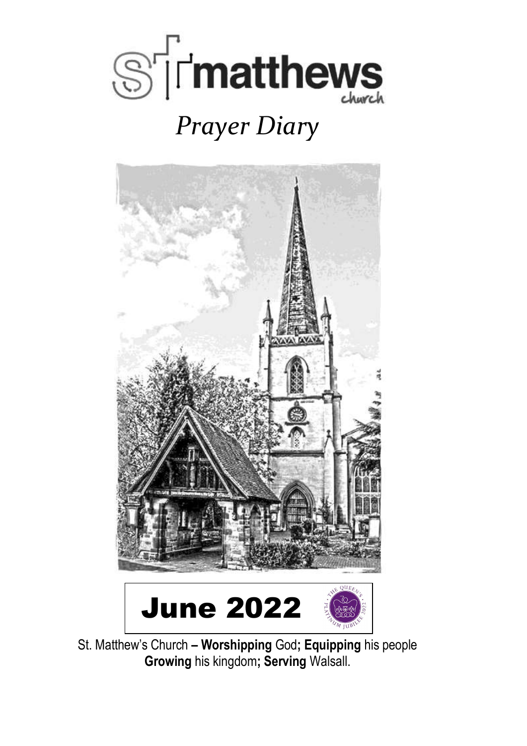# St matthews church

*Prayer Diary*

# June 2022

St. Matthew's Church **– Worshipping** God**; Equipping** his people **Growing** his kingdom**; Serving** Walsall.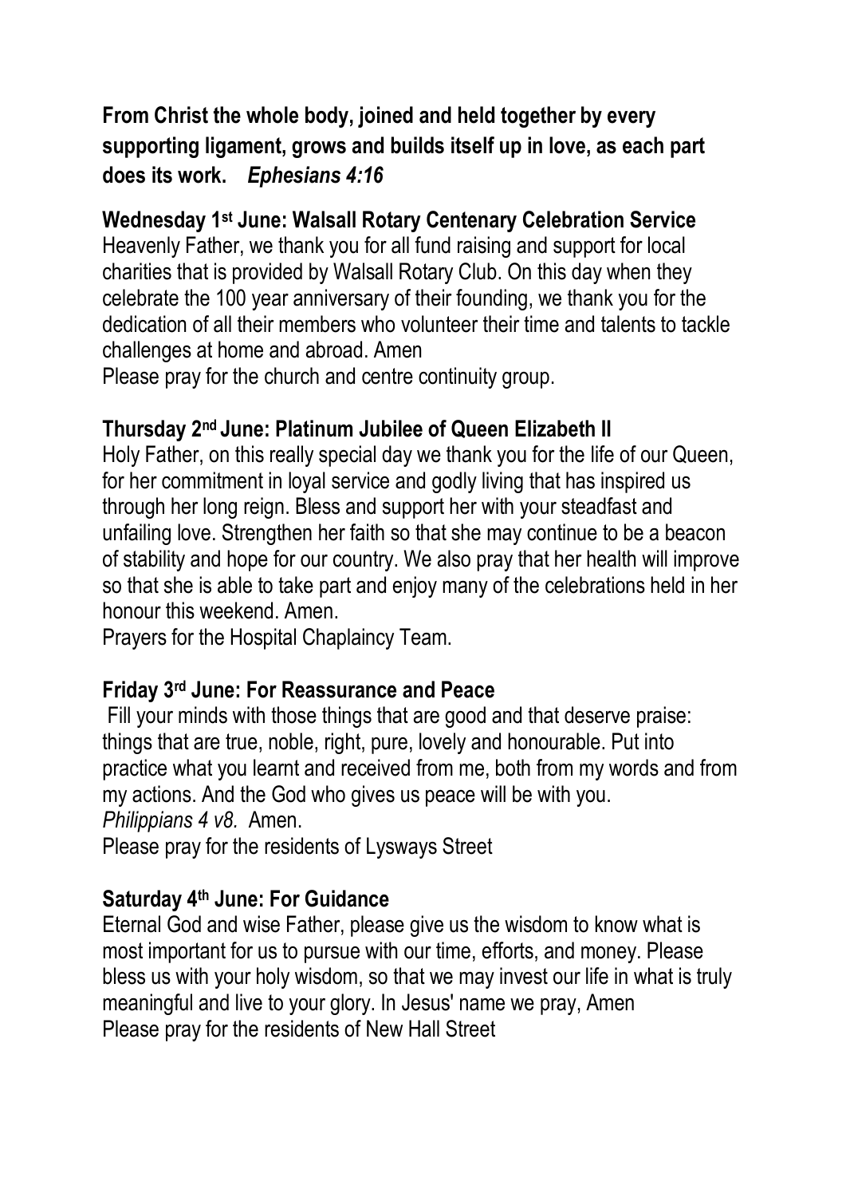**From Christ the whole body, joined and held together by every supporting ligament, grows and builds itself up in love, as each part does its work.** ***Ephesians 4:16***

**Wednesday 1st June: Walsall Rotary Centenary Celebration Service**

Heavenly Father, we thank you for all fund raising and support for local charities that is provided by Walsall Rotary Club. On this day when they celebrate the 100 year anniversary of their founding, we thank you for the dedication of all their members who volunteer their time and talents to tackle challenges at home and abroad. Amen

Please pray for the church and centre continuity group.

**Thursday 2nd June: Platinum Jubilee of Queen Elizabeth II**

Holy Father, on this really special day we thank you for the life of our Queen, for her commitment in loyal service and godly living that has inspired us through her long reign. Bless and support her with your steadfast and unfailing love. Strengthen her faith so that she may continue to be a beacon of stability and hope for our country. We also pray that her health will improve so that she is able to take part and enjoy many of the celebrations held in her honour this weekend. Amen.

Prayers for the Hospital Chaplaincy Team.

**Friday 3rd June: For Reassurance and Peace**

Fill your minds with those things that are good and that deserve praise: things that are true, noble, right, pure, lovely and honourable. Put into practice what you learnt and received from me, both from my words and from my actions. And the God who gives us peace will be with you.

*Philippians 4 v8.* Amen.

Please pray for the residents of Lysways Street

**Saturday 4th June: For Guidance**

Eternal God and wise Father, please give us the wisdom to know what is most important for us to pursue with our time, efforts, and money. Please bless us with your holy wisdom, so that we may invest our life in what is truly meaningful and live to your glory. In Jesus' name we pray, Amen

Please pray for the residents of New Hall Street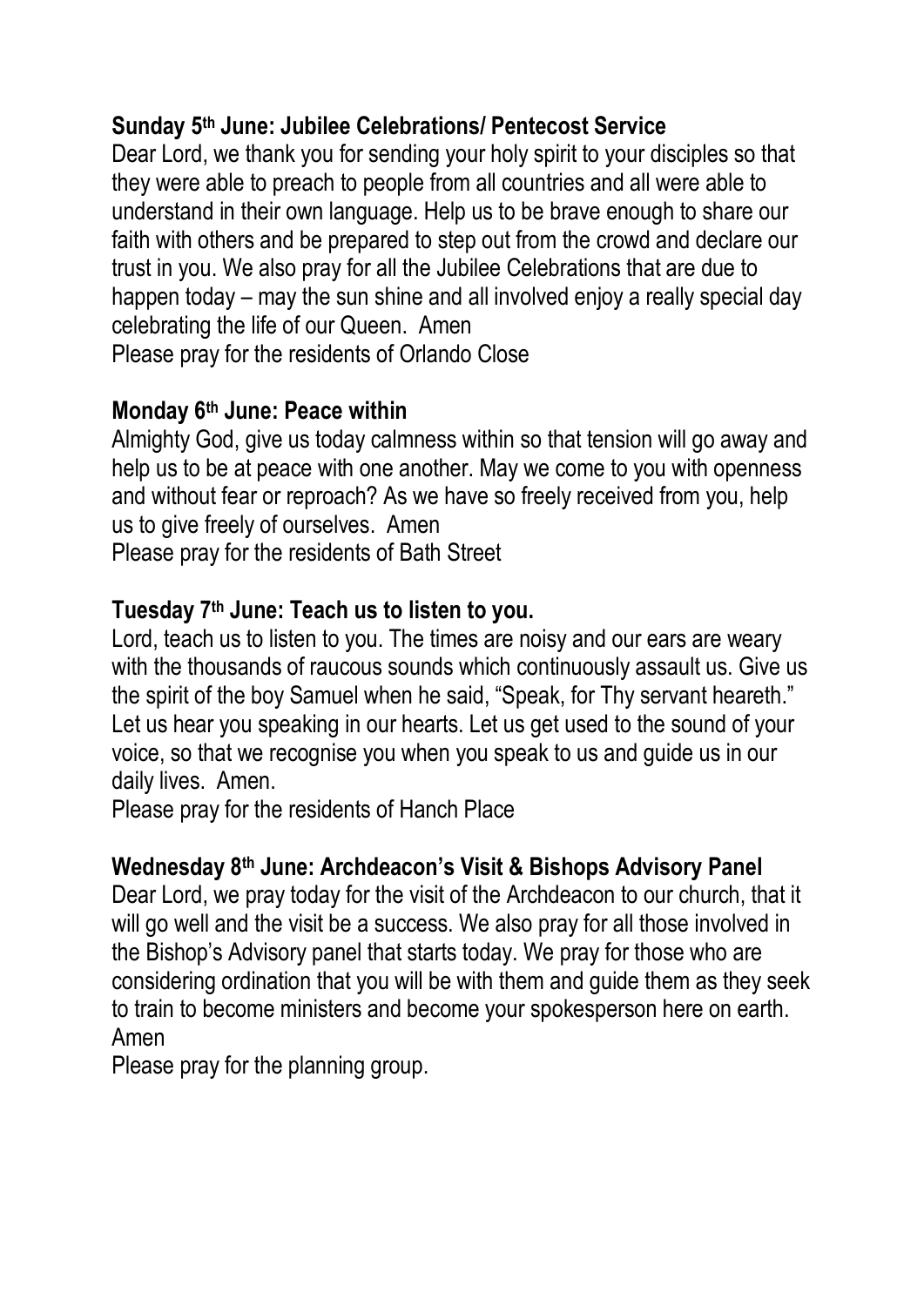**Sunday 5th June: Jubilee Celebrations/ Pentecost Service**

Dear Lord, we thank you for sending your holy spirit to your disciples so that they were able to preach to people from all countries and all were able to understand in their own language. Help us to be brave enough to share our faith with others and be prepared to step out from the crowd and declare our trust in you. We also pray for all the Jubilee Celebrations that are due to happen today – may the sun shine and all involved enjoy a really special day celebrating the life of our Queen. Amen

Please pray for the residents of Orlando Close

**Monday 6th June: Peace within**

Almighty God, give us today calmness within so that tension will go away and help us to be at peace with one another. May we come to you with openness and without fear or reproach? As we have so freely received from you, help us to give freely of ourselves. Amen

Please pray for the residents of Bath Street

**Tuesday 7th June: Teach us to listen to you.**

Lord, teach us to listen to you. The times are noisy and our ears are weary with the thousands of raucous sounds which continuously assault us. Give us the spirit of the boy Samuel when he said, "Speak, for Thy servant heareth." Let us hear you speaking in our hearts. Let us get used to the sound of your voice, so that we recognise you when you speak to us and guide us in our daily lives. Amen.

Please pray for the residents of Hanch Place

**Wednesday 8th June: Archdeacon's Visit & Bishops Advisory Panel**

Dear Lord, we pray today for the visit of the Archdeacon to our church, that it will go well and the visit be a success. We also pray for all those involved in the Bishop's Advisory panel that starts today. We pray for those who are considering ordination that you will be with them and guide them as they seek to train to become ministers and become your spokesperson here on earth. Amen

Please pray for the planning group.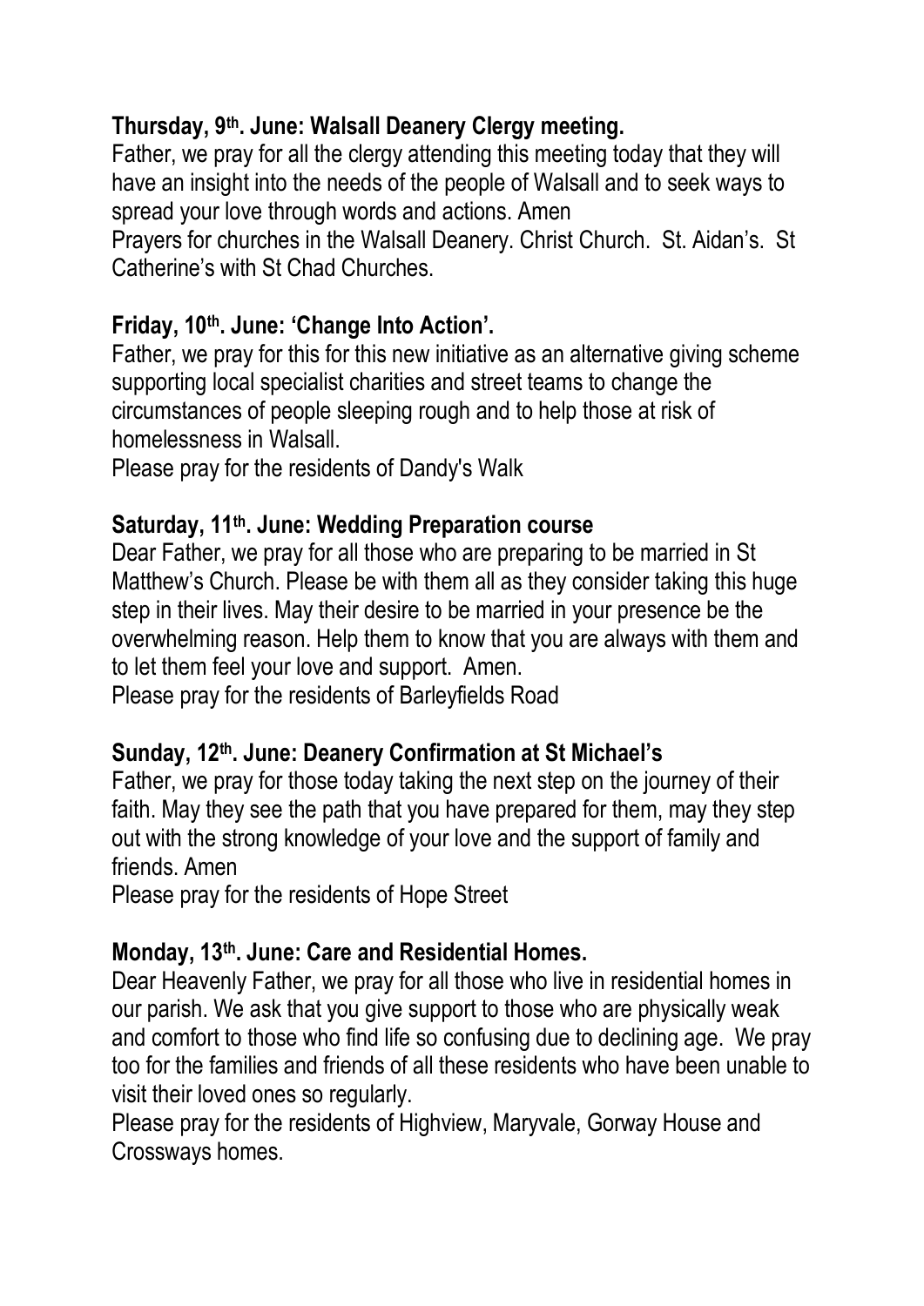**Thursday, 9th. June: Walsall Deanery Clergy meeting.**

Father, we pray for all the clergy attending this meeting today that they will have an insight into the needs of the people of Walsall and to seek ways to spread your love through words and actions. Amen

Prayers for churches in the Walsall Deanery. Christ Church. St. Aidan's. St Catherine's with St Chad Churches.

**Friday, 10th. June: 'Change Into Action'.**

Father, we pray for this for this new initiative as an alternative giving scheme supporting local specialist charities and street teams to change the circumstances of people sleeping rough and to help those at risk of homelessness in Walsall.

Please pray for the residents of Dandy's Walk

**Saturday, 11th. June: Wedding Preparation course**

Dear Father, we pray for all those who are preparing to be married in St Matthew's Church. Please be with them all as they consider taking this huge step in their lives. May their desire to be married in your presence be the overwhelming reason. Help them to know that you are always with them and to let them feel your love and support. Amen.

Please pray for the residents of Barleyfields Road

**Sunday, 12th. June: Deanery Confirmation at St Michael's**

Father, we pray for those today taking the next step on the journey of their faith. May they see the path that you have prepared for them, may they step out with the strong knowledge of your love and the support of family and friends. Amen

Please pray for the residents of Hope Street

**Monday, 13th. June: Care and Residential Homes.**

Dear Heavenly Father, we pray for all those who live in residential homes in our parish. We ask that you give support to those who are physically weak and comfort to those who find life so confusing due to declining age. We pray too for the families and friends of all these residents who have been unable to visit their loved ones so regularly.

Please pray for the residents of Highview, Maryvale, Gorway House and Crossways homes.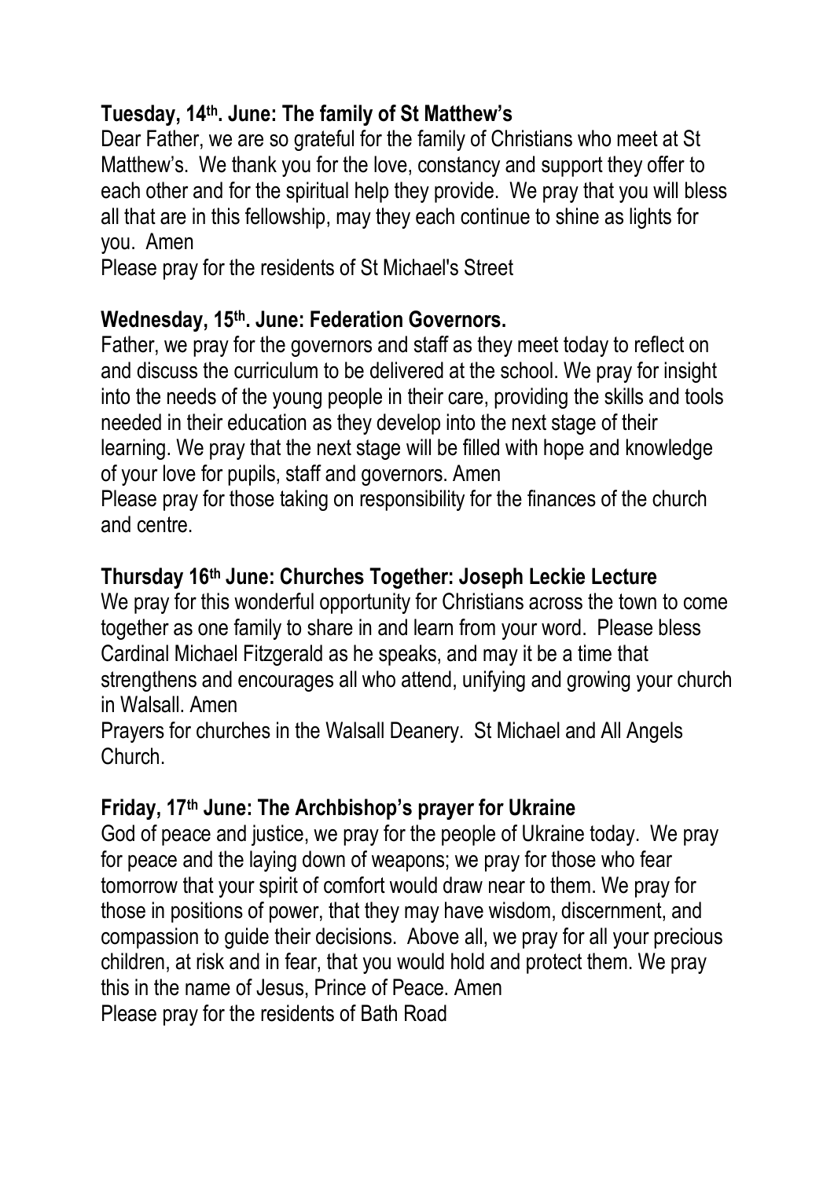**Tuesday, 14th. June: The family of St Matthew's**

Dear Father, we are so grateful for the family of Christians who meet at St Matthew's. We thank you for the love, constancy and support they offer to each other and for the spiritual help they provide. We pray that you will bless all that are in this fellowship, may they each continue to shine as lights for you. Amen

Please pray for the residents of St Michael's Street

**Wednesday, 15th. June: Federation Governors.**

Father, we pray for the governors and staff as they meet today to reflect on and discuss the curriculum to be delivered at the school. We pray for insight into the needs of the young people in their care, providing the skills and tools needed in their education as they develop into the next stage of their learning. We pray that the next stage will be filled with hope and knowledge of your love for pupils, staff and governors. Amen

Please pray for those taking on responsibility for the finances of the church and centre.

**Thursday 16th June: Churches Together: Joseph Leckie Lecture**

We pray for this wonderful opportunity for Christians across the town to come together as one family to share in and learn from your word. Please bless Cardinal Michael Fitzgerald as he speaks, and may it be a time that strengthens and encourages all who attend, unifying and growing your church in Walsall. Amen

Prayers for churches in the Walsall Deanery. St Michael and All Angels Church.

**Friday, 17th June: The Archbishop's prayer for Ukraine**

God of peace and justice, we pray for the people of Ukraine today. We pray for peace and the laying down of weapons; we pray for those who fear tomorrow that your spirit of comfort would draw near to them. We pray for those in positions of power, that they may have wisdom, discernment, and compassion to guide their decisions. Above all, we pray for all your precious children, at risk and in fear, that you would hold and protect them. We pray this in the name of Jesus, Prince of Peace. Amen

Please pray for the residents of Bath Road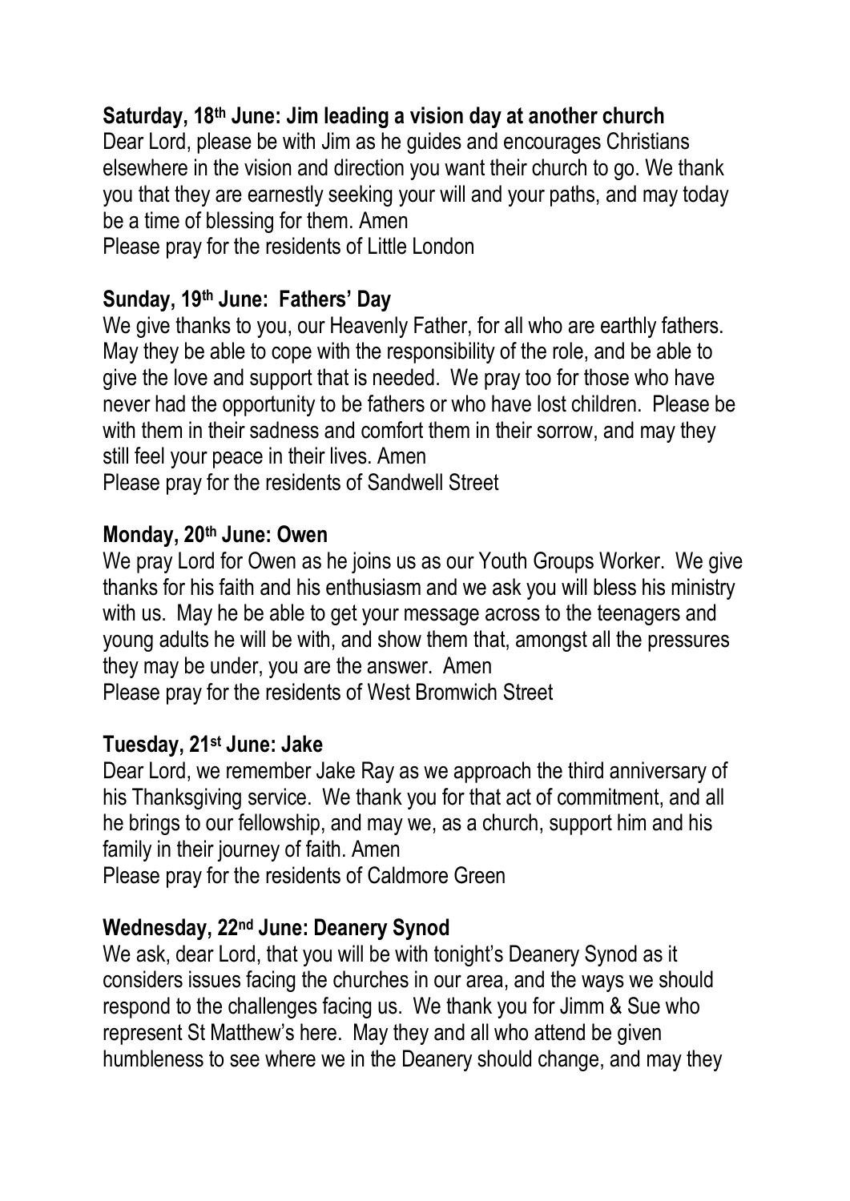**Saturday, 18th June: Jim leading a vision day at another church**

Dear Lord, please be with Jim as he guides and encourages Christians elsewhere in the vision and direction you want their church to go. We thank you that they are earnestly seeking your will and your paths, and may today be a time of blessing for them. Amen

Please pray for the residents of Little London

**Sunday, 19th June: Fathers' Day**

We give thanks to you, our Heavenly Father, for all who are earthly fathers. May they be able to cope with the responsibility of the role, and be able to give the love and support that is needed. We pray too for those who have never had the opportunity to be fathers or who have lost children. Please be with them in their sadness and comfort them in their sorrow, and may they still feel your peace in their lives. Amen

Please pray for the residents of Sandwell Street

**Monday, 20th June: Owen**

We pray Lord for Owen as he joins us as our Youth Groups Worker. We give thanks for his faith and his enthusiasm and we ask you will bless his ministry with us. May he be able to get your message across to the teenagers and young adults he will be with, and show them that, amongst all the pressures they may be under, you are the answer. Amen

Please pray for the residents of West Bromwich Street

**Tuesday, 21st June: Jake**

Dear Lord, we remember Jake Ray as we approach the third anniversary of his Thanksgiving service. We thank you for that act of commitment, and all he brings to our fellowship, and may we, as a church, support him and his family in their journey of faith. Amen

Please pray for the residents of Caldmore Green

**Wednesday, 22nd June: Deanery Synod**

We ask, dear Lord, that you will be with tonight's Deanery Synod as it considers issues facing the churches in our area, and the ways we should respond to the challenges facing us. We thank you for Jimm & Sue who represent St Matthew's here. May they and all who attend be given humbleness to see where we in the Deanery should change, and may they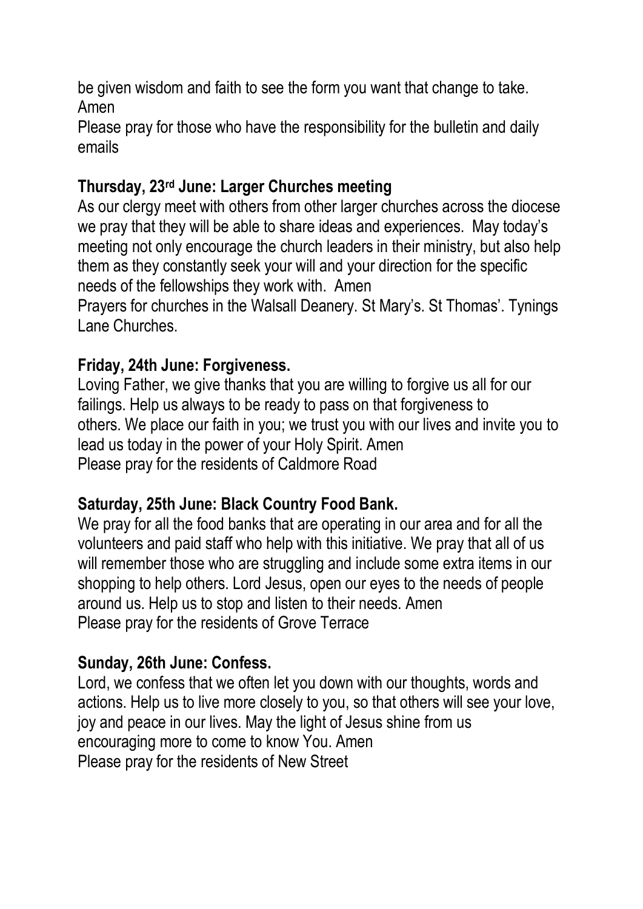be given wisdom and faith to see the form you want that change to take. Amen

Please pray for those who have the responsibility for the bulletin and daily emails

**Thursday, 23rd June: Larger Churches meeting**

As our clergy meet with others from other larger churches across the diocese we pray that they will be able to share ideas and experiences. May today's meeting not only encourage the church leaders in their ministry, but also help them as they constantly seek your will and your direction for the specific needs of the fellowships they work with. Amen

Prayers for churches in the Walsall Deanery. St Mary's. St Thomas'. Tynings Lane Churches.

**Friday, 24th June: Forgiveness.**

Loving Father, we give thanks that you are willing to forgive us all for our failings. Help us always to be ready to pass on that forgiveness to others. We place our faith in you; we trust you with our lives and invite you to lead us today in the power of your Holy Spirit. Amen

Please pray for the residents of Caldmore Road

**Saturday, 25th June: Black Country Food Bank.**

We pray for all the food banks that are operating in our area and for all the volunteers and paid staff who help with this initiative. We pray that all of us will remember those who are struggling and include some extra items in our shopping to help others. Lord Jesus, open our eyes to the needs of people around us. Help us to stop and listen to their needs. Amen

Please pray for the residents of Grove Terrace

**Sunday, 26th June: Confess.**

Lord, we confess that we often let you down with our thoughts, words and actions. Help us to live more closely to you, so that others will see your love, joy and peace in our lives. May the light of Jesus shine from us encouraging more to come to know You. Amen

Please pray for the residents of New Street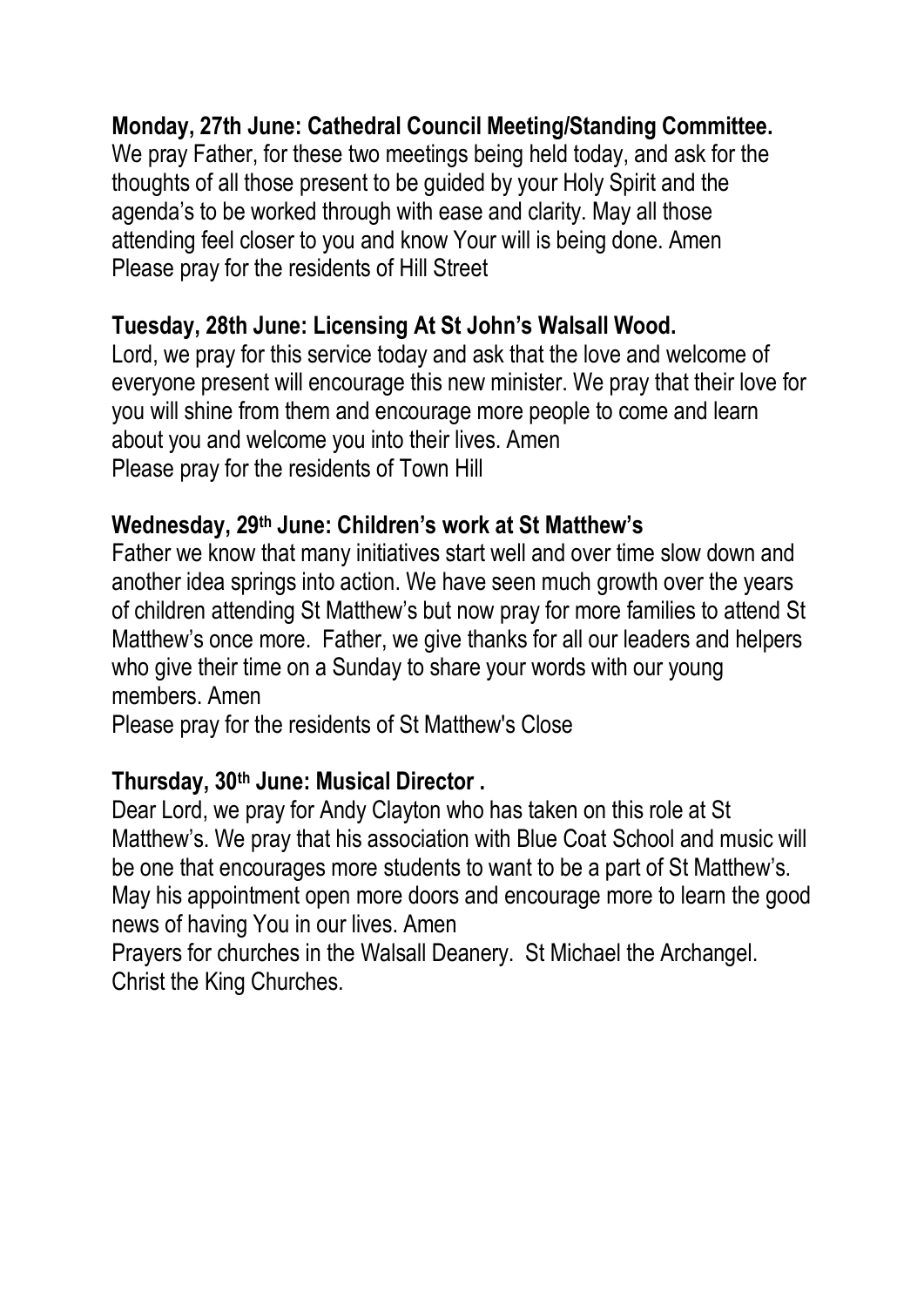**Monday, 27th June: Cathedral Council Meeting/Standing Committee.**

We pray Father, for these two meetings being held today, and ask for the thoughts of all those present to be guided by your Holy Spirit and the agenda's to be worked through with ease and clarity. May all those attending feel closer to you and know Your will is being done. Amen

Please pray for the residents of Hill Street

**Tuesday, 28th June: Licensing At St John's Walsall Wood.**

Lord, we pray for this service today and ask that the love and welcome of everyone present will encourage this new minister. We pray that their love for you will shine from them and encourage more people to come and learn about you and welcome you into their lives. Amen

Please pray for the residents of Town Hill

**Wednesday, 29th June: Children's work at St Matthew's**

Father we know that many initiatives start well and over time slow down and another idea springs into action. We have seen much growth over the years of children attending St Matthew's but now pray for more families to attend St Matthew's once more. Father, we give thanks for all our leaders and helpers who give their time on a Sunday to share your words with our young members. Amen

Please pray for the residents of St Matthew's Close

**Thursday, 30th June: Musical Director .**

Dear Lord, we pray for Andy Clayton who has taken on this role at St Matthew's. We pray that his association with Blue Coat School and music will be one that encourages more students to want to be a part of St Matthew's. May his appointment open more doors and encourage more to learn the good news of having You in our lives. Amen

Prayers for churches in the Walsall Deanery. St Michael the Archangel. Christ the King Churches.